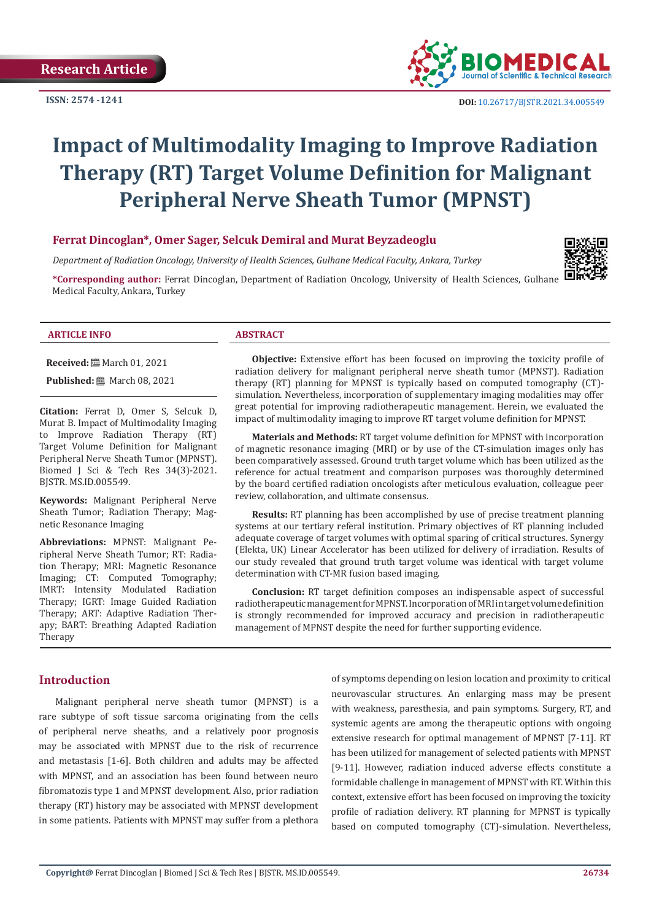Research Article

ISSN: 2574 -1241

DOI: 10.26717/BJSTR.2021.34.005549

# Impact of Multimodality Imaging to Improve Radiation Therapy (RT) Target Volume Definition for Malignant Peripheral Nerve Sheath Tumor (MPNST)

**Ferrat Dincoglan*, Omer Sager, Selcuk Demiral and Murat Beyzadeoglu**

*Department of Radiation Oncology, University of Health Sciences, Gulhane Medical Faculty, Ankara, Turkey*

***Corresponding author:** Ferrat Dincoglan, Department of Radiation Oncology, University of Health Sciences, Gulhane Medical Faculty, Ankara, Turkey

**ARTICLE INFO**

**Received:** March 01, 2021

**Published:** March 08, 2021

**Citation:** Ferrat D, Omer S, Selcuk D, Murat B. Impact of Multimodality Imaging to Improve Radiation Therapy (RT) Target Volume Definition for Malignant Peripheral Nerve Sheath Tumor (MPNST). Biomed J Sci & Tech Res 34(3)-2021. BJSTR. MS.ID.005549.

**Keywords:** Malignant Peripheral Nerve Sheath Tumor; Radiation Therapy; Magnetic Resonance Imaging

**Abbreviations:** MPNST: Malignant Peripheral Nerve Sheath Tumor; RT: Radiation Therapy; MRI: Magnetic Resonance Imaging; CT: Computed Tomography; IMRT: Intensity Modulated Radiation Therapy; IGRT: Image Guided Radiation Therapy; ART: Adaptive Radiation Therapy; BART: Breathing Adapted Radiation Therapy

**ABSTRACT**

**Objective:** Extensive effort has been focused on improving the toxicity profile of radiation delivery for malignant peripheral nerve sheath tumor (MPNST). Radiation therapy (RT) planning for MPNST is typically based on computed tomography (CT)-simulation. Nevertheless, incorporation of supplementary imaging modalities may offer great potential for improving radiotherapeutic management. Herein, we evaluated the impact of multimodality imaging to improve RT target volume definition for MPNST.

**Materials and Methods:** RT target volume definition for MPNST with incorporation of magnetic resonance imaging (MRI) or by use of the CT-simulation images only has been comparatively assessed. Ground truth target volume which has been utilized as the reference for actual treatment and comparison purposes was thoroughly determined by the board certified radiation oncologists after meticulous evaluation, colleague peer review, collaboration, and ultimate consensus.

**Results:** RT planning has been accomplished by use of precise treatment planning systems at our tertiary referal institution. Primary objectives of RT planning included adequate coverage of target volumes with optimal sparing of critical structures. Synergy (Elekta, UK) Linear Accelerator has been utilized for delivery of irradiation. Results of our study revealed that ground truth target volume was identical with target volume determination with CT-MR fusion based imaging.

**Conclusion:** RT target definition composes an indispensable aspect of successful radiotherapeutic management for MPNST. Incorporation of MRI in target volume definition is strongly recommended for improved accuracy and precision in radiotherapeutic management of MPNST despite the need for further supporting evidence.

## Introduction

Malignant peripheral nerve sheath tumor (MPNST) is a rare subtype of soft tissue sarcoma originating from the cells of peripheral nerve sheaths, and a relatively poor prognosis may be associated with MPNST due to the risk of recurrence and metastasis [1-6]. Both children and adults may be affected with MPNST, and an association has been found between neuro fibromatozis type 1 and MPNST development. Also, prior radiation therapy (RT) history may be associated with MPNST development in some patients. Patients with MPNST may suffer from a plethora of symptoms depending on lesion location and proximity to critical neurovascular structures. An enlarging mass may be present with weakness, paresthesia, and pain symptoms. Surgery, RT, and systemic agents are among the therapeutic options with ongoing extensive research for optimal management of MPNST [7-11]. RT has been utilized for management of selected patients with MPNST [9-11]. However, radiation induced adverse effects constitute a formidable challenge in management of MPNST with RT. Within this context, extensive effort has been focused on improving the toxicity profile of radiation delivery. RT planning for MPNST is typically based on computed tomography (CT)-simulation. Nevertheless,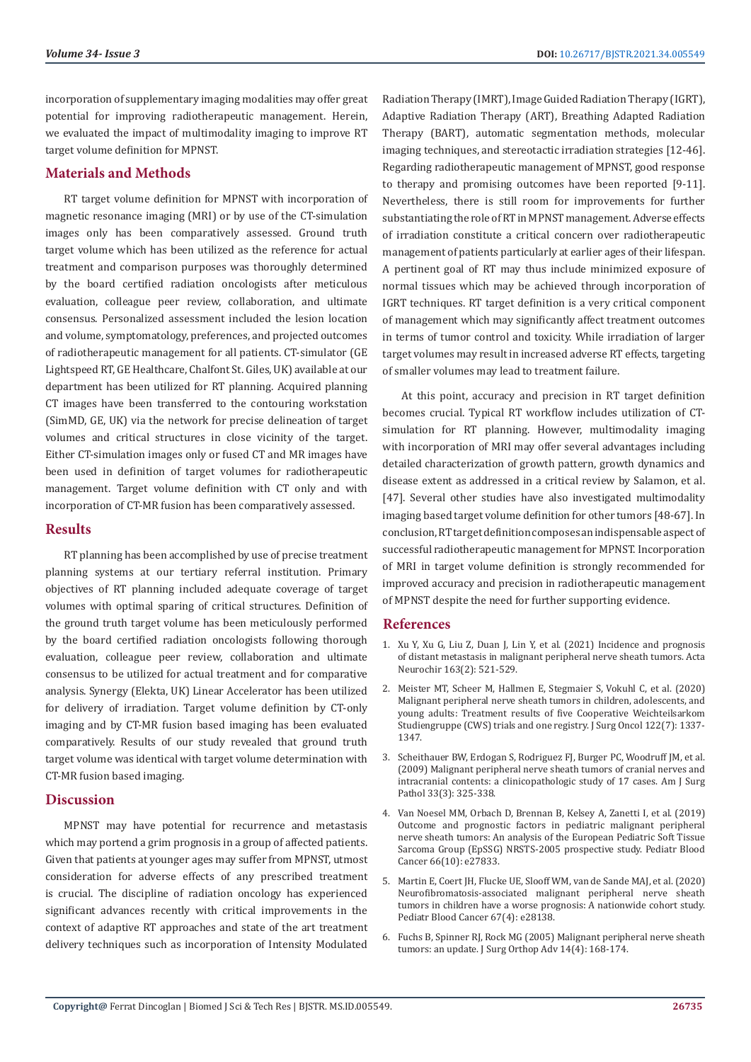incorporation of supplementary imaging modalities may offer great potential for improving radiotherapeutic management. Herein, we evaluated the impact of multimodality imaging to improve RT target volume definition for MPNST.

## Materials and Methods

RT target volume definition for MPNST with incorporation of magnetic resonance imaging (MRI) or by use of the CT-simulation images only has been comparatively assessed. Ground truth target volume which has been utilized as the reference for actual treatment and comparison purposes was thoroughly determined by the board certified radiation oncologists after meticulous evaluation, colleague peer review, collaboration, and ultimate consensus. Personalized assessment included the lesion location and volume, symptomatology, preferences, and projected outcomes of radiotherapeutic management for all patients. CT-simulator (GE Lightspeed RT, GE Healthcare, Chalfont St. Giles, UK) available at our department has been utilized for RT planning. Acquired planning CT images have been transferred to the contouring workstation (SimMD, GE, UK) via the network for precise delineation of target volumes and critical structures in close vicinity of the target. Either CT-simulation images only or fused CT and MR images have been used in definition of target volumes for radiotherapeutic management. Target volume definition with CT only and with incorporation of CT-MR fusion has been comparatively assessed.

## Results

RT planning has been accomplished by use of precise treatment planning systems at our tertiary referral institution. Primary objectives of RT planning included adequate coverage of target volumes with optimal sparing of critical structures. Definition of the ground truth target volume has been meticulously performed by the board certified radiation oncologists following thorough evaluation, colleague peer review, collaboration and ultimate consensus to be utilized for actual treatment and for comparative analysis. Synergy (Elekta, UK) Linear Accelerator has been utilized for delivery of irradiation. Target volume definition by CT-only imaging and by CT-MR fusion based imaging has been evaluated comparatively. Results of our study revealed that ground truth target volume was identical with target volume determination with CT-MR fusion based imaging.

## Discussion

MPNST may have potential for recurrence and metastasis which may portend a grim prognosis in a group of affected patients. Given that patients at younger ages may suffer from MPNST, utmost consideration for adverse effects of any prescribed treatment is crucial. The discipline of radiation oncology has experienced significant advances recently with critical improvements in the context of adaptive RT approaches and state of the art treatment delivery techniques such as incorporation of Intensity Modulated Radiation Therapy (IMRT), Image Guided Radiation Therapy (IGRT), Adaptive Radiation Therapy (ART), Breathing Adapted Radiation Therapy (BART), automatic segmentation methods, molecular imaging techniques, and stereotactic irradiation strategies [12-46]. Regarding radiotherapeutic management of MPNST, good response to therapy and promising outcomes have been reported [9-11]. Nevertheless, there is still room for improvements for further substantiating the role of RT in MPNST management. Adverse effects of irradiation constitute a critical concern over radiotherapeutic management of patients particularly at earlier ages of their lifespan. A pertinent goal of RT may thus include minimized exposure of normal tissues which may be achieved through incorporation of IGRT techniques. RT target definition is a very critical component of management which may significantly affect treatment outcomes in terms of tumor control and toxicity. While irradiation of larger target volumes may result in increased adverse RT effects, targeting of smaller volumes may lead to treatment failure.

At this point, accuracy and precision in RT target definition becomes crucial. Typical RT workflow includes utilization of CT-simulation for RT planning. However, multimodality imaging with incorporation of MRI may offer several advantages including detailed characterization of growth pattern, growth dynamics and disease extent as addressed in a critical review by Salamon, et al. [47]. Several other studies have also investigated multimodality imaging based target volume definition for other tumors [48-67]. In conclusion, RT target definition composes an indispensable aspect of successful radiotherapeutic management for MPNST. Incorporation of MRI in target volume definition is strongly recommended for improved accuracy and precision in radiotherapeutic management of MPNST despite the need for further supporting evidence.

## References

1. Xu Y, Xu G, Liu Z, Duan J, Lin Y, et al. (2021) Incidence and prognosis of distant metastasis in malignant peripheral nerve sheath tumors. Acta Neurochir 163(2): 521-529.
2. Meister MT, Scheer M, Hallmen E, Stegmaier S, Vokuhl C, et al. (2020) Malignant peripheral nerve sheath tumors in children, adolescents, and young adults: Treatment results of five Cooperative Weichteilsarkom Studiengruppe (CWS) trials and one registry. J Surg Oncol 122(7): 1337-1347.
3. Scheithauer BW, Erdogan S, Rodriguez FJ, Burger PC, Woodruff JM, et al. (2009) Malignant peripheral nerve sheath tumors of cranial nerves and intracranial contents: a clinicopathologic study of 17 cases. Am J Surg Pathol 33(3): 325-338.
4. Van Noesel MM, Orbach D, Brennan B, Kelsey A, Zanetti I, et al. (2019) Outcome and prognostic factors in pediatric malignant peripheral nerve sheath tumors: An analysis of the European Pediatric Soft Tissue Sarcoma Group (EpSSG) NRSTS-2005 prospective study. Pediatr Blood Cancer 66(10): e27833.
5. Martin E, Coert JH, Flucke UE, Slooff WM, van de Sande MAJ, et al. (2020) Neurofibromatosis-associated malignant peripheral nerve sheath tumors in children have a worse prognosis: A nationwide cohort study. Pediatr Blood Cancer 67(4): e28138.
6. Fuchs B, Spinner RJ, Rock MG (2005) Malignant peripheral nerve sheath tumors: an update. J Surg Orthop Adv 14(4): 168-174.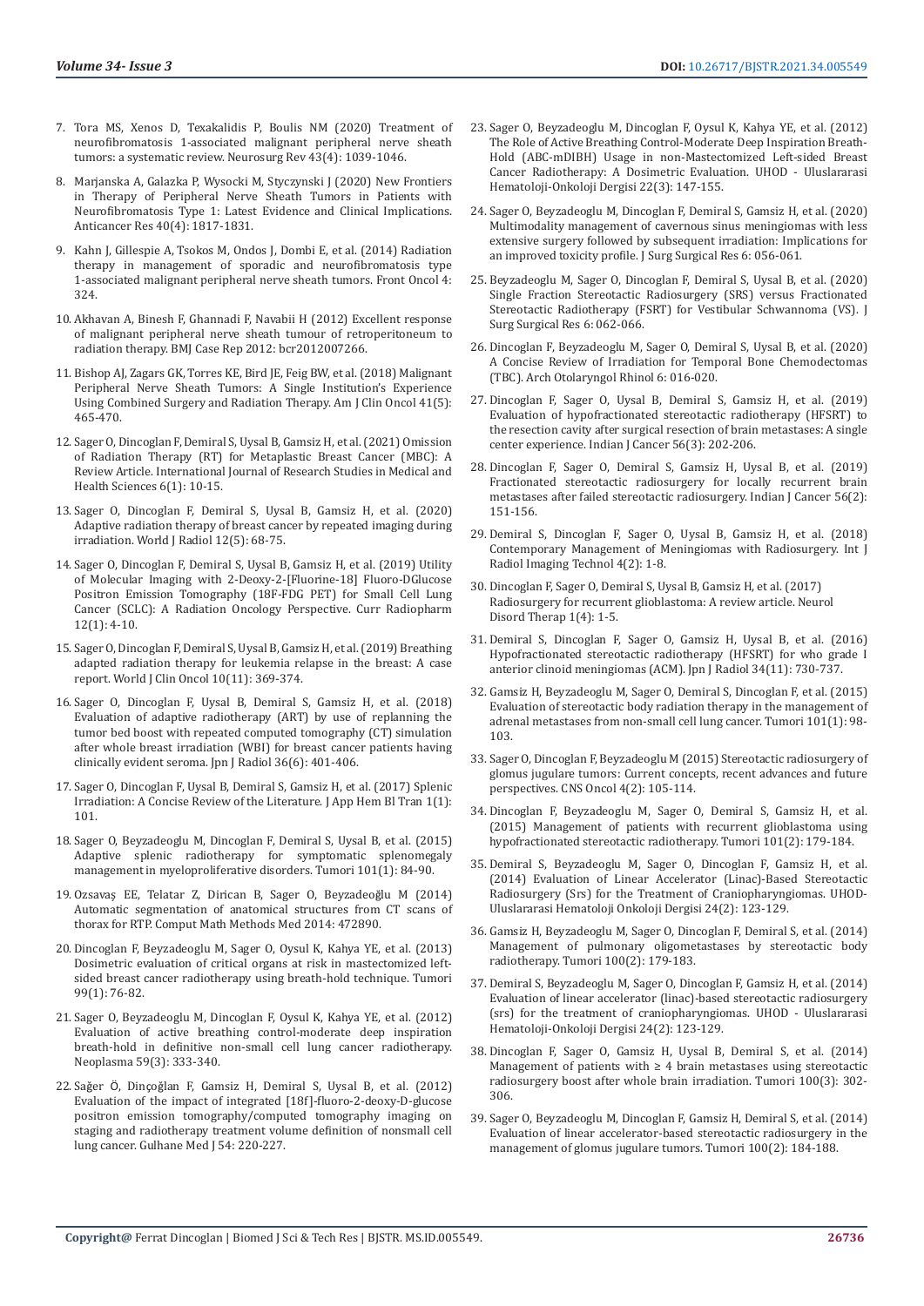7. Tora MS, Xenos D, Texakalidis P, Boulis NM (2020) Treatment of neurofibromatosis 1-associated malignant peripheral nerve sheath tumors: a systematic review. Neurosurg Rev 43(4): 1039-1046.

8. Marjanska A, Galazka P, Wysocki M, Styczynski J (2020) New Frontiers in Therapy of Peripheral Nerve Sheath Tumors in Patients with Neurofibromatosis Type 1: Latest Evidence and Clinical Implications. Anticancer Res 40(4): 1817-1831.

9. Kahn J, Gillespie A, Tsokos M, Ondos J, Dombi E, et al. (2014) Radiation therapy in management of sporadic and neurofibromatosis type 1-associated malignant peripheral nerve sheath tumors. Front Oncol 4: 324.

10. Akhavan A, Binesh F, Ghannadi F, Navabii H (2012) Excellent response of malignant peripheral nerve sheath tumour of retroperitoneum to radiation therapy. BMJ Case Rep 2012: bcr2012007266.

11. Bishop AJ, Zagars GK, Torres KE, Bird JE, Feig BW, et al. (2018) Malignant Peripheral Nerve Sheath Tumors: A Single Institution's Experience Using Combined Surgery and Radiation Therapy. Am J Clin Oncol 41(5): 465-470.

12. Sager O, Dincoglan F, Demiral S, Uysal B, Gamsiz H, et al. (2021) Omission of Radiation Therapy (RT) for Metaplastic Breast Cancer (MBC): A Review Article. International Journal of Research Studies in Medical and Health Sciences 6(1): 10-15.

13. Sager O, Dincoglan F, Demiral S, Uysal B, Gamsiz H, et al. (2020) Adaptive radiation therapy of breast cancer by repeated imaging during irradiation. World J Radiol 12(5): 68-75.

14. Sager O, Dincoglan F, Demiral S, Uysal B, Gamsiz H, et al. (2019) Utility of Molecular Imaging with 2-Deoxy-2-[Fluorine-18] Fluoro-DGlucose Positron Emission Tomography (18F-FDG PET) for Small Cell Lung Cancer (SCLC): A Radiation Oncology Perspective. Curr Radiopharm 12(1): 4-10.

15. Sager O, Dincoglan F, Demiral S, Uysal B, Gamsiz H, et al. (2019) Breathing adapted radiation therapy for leukemia relapse in the breast: A case report. World J Clin Oncol 10(11): 369-374.

16. Sager O, Dincoglan F, Uysal B, Demiral S, Gamsiz H, et al. (2018) Evaluation of adaptive radiotherapy (ART) by use of replanning the tumor bed boost with repeated computed tomography (CT) simulation after whole breast irradiation (WBI) for breast cancer patients having clinically evident seroma. Jpn J Radiol 36(6): 401-406.

17. Sager O, Dincoglan F, Uysal B, Demiral S, Gamsiz H, et al. (2017) Splenic Irradiation: A Concise Review of the Literature. J App Hem Bl Tran 1(1): 101.

18. Sager O, Beyzadeoglu M, Dincoglan F, Demiral S, Uysal B, et al. (2015) Adaptive splenic radiotherapy for symptomatic splenomegaly management in myeloproliferative disorders. Tumori 101(1): 84-90.

19. Ozsavaş EE, Telatar Z, Dirican B, Sager O, Beyzadeoğlu M (2014) Automatic segmentation of anatomical structures from CT scans of thorax for RTP. Comput Math Methods Med 2014: 472890.

20. Dincoglan F, Beyzadeoglu M, Sager O, Oysul K, Kahya YE, et al. (2013) Dosimetric evaluation of critical organs at risk in mastectomized left-sided breast cancer radiotherapy using breath-hold technique. Tumori 99(1): 76-82.

21. Sager O, Beyzadeoglu M, Dincoglan F, Oysul K, Kahya YE, et al. (2012) Evaluation of active breathing control-moderate deep inspiration breath-hold in definitive non-small cell lung cancer radiotherapy. Neoplasma 59(3): 333-340.

22. Sağer Ö, Dinçoğlan F, Gamsiz H, Demiral S, Uysal B, et al. (2012) Evaluation of the impact of integrated [18f]-fluoro-2-deoxy-D-glucose positron emission tomography/computed tomography imaging on staging and radiotherapy treatment volume definition of nonsmall cell lung cancer. Gulhane Med J 54: 220-227.

23. Sager O, Beyzadeoglu M, Dincoglan F, Oysul K, Kahya YE, et al. (2012) The Role of Active Breathing Control-Moderate Deep Inspiration Breath-Hold (ABC-mDIBH) Usage in non-Mastectomized Left-sided Breast Cancer Radiotherapy: A Dosimetric Evaluation. UHOD - Uluslararasi Hematoloji-Onkoloji Dergisi 22(3): 147-155.

24. Sager O, Beyzadeoglu M, Dincoglan F, Demiral S, Gamsiz H, et al. (2020) Multimodality management of cavernous sinus meningiomas with less extensive surgery followed by subsequent irradiation: Implications for an improved toxicity profile. J Surg Surgical Res 6: 056-061.

25. Beyzadeoglu M, Sager O, Dincoglan F, Demiral S, Uysal B, et al. (2020) Single Fraction Stereotactic Radiosurgery (SRS) versus Fractionated Stereotactic Radiotherapy (FSRT) for Vestibular Schwannoma (VS). J Surg Surgical Res 6: 062-066.

26. Dincoglan F, Beyzadeoglu M, Sager O, Demiral S, Uysal B, et al. (2020) A Concise Review of Irradiation for Temporal Bone Chemodectomas (TBC). Arch Otolaryngol Rhinol 6: 016-020.

27. Dincoglan F, Sager O, Uysal B, Demiral S, Gamsiz H, et al. (2019) Evaluation of hypofractionated stereotactic radiotherapy (HFSRT) to the resection cavity after surgical resection of brain metastases: A single center experience. Indian J Cancer 56(3): 202-206.

28. Dincoglan F, Sager O, Demiral S, Gamsiz H, Uysal B, et al. (2019) Fractionated stereotactic radiosurgery for locally recurrent brain metastases after failed stereotactic radiosurgery. Indian J Cancer 56(2): 151-156.

29. Demiral S, Dincoglan F, Sager O, Uysal B, Gamsiz H, et al. (2018) Contemporary Management of Meningiomas with Radiosurgery. Int J Radiol Imaging Technol 4(2): 1-8.

30. Dincoglan F, Sager O, Demiral S, Uysal B, Gamsiz H, et al. (2017) Radiosurgery for recurrent glioblastoma: A review article. Neurol Disord Therap 1(4): 1-5.

31. Demiral S, Dincoglan F, Sager O, Gamsiz H, Uysal B, et al. (2016) Hypofractionated stereotactic radiotherapy (HFSRT) for who grade I anterior clinoid meningiomas (ACM). Jpn J Radiol 34(11): 730-737.

32. Gamsiz H, Beyzadeoglu M, Sager O, Demiral S, Dincoglan F, et al. (2015) Evaluation of stereotactic body radiation therapy in the management of adrenal metastases from non-small cell lung cancer. Tumori 101(1): 98-103.

33. Sager O, Dincoglan F, Beyzadeoglu M (2015) Stereotactic radiosurgery of glomus jugulare tumors: Current concepts, recent advances and future perspectives. CNS Oncol 4(2): 105-114.

34. Dincoglan F, Beyzadeoglu M, Sager O, Demiral S, Gamsiz H, et al. (2015) Management of patients with recurrent glioblastoma using hypofractionated stereotactic radiotherapy. Tumori 101(2): 179-184.

35. Demiral S, Beyzadeoglu M, Sager O, Dincoglan F, Gamsiz H, et al. (2014) Evaluation of Linear Accelerator (Linac)-Based Stereotactic Radiosurgery (Srs) for the Treatment of Craniopharyngiomas. UHOD-Uluslararasi Hematoloji Onkoloji Dergisi 24(2): 123-129.

36. Gamsiz H, Beyzadeoglu M, Sager O, Dincoglan F, Demiral S, et al. (2014) Management of pulmonary oligometastases by stereotactic body radiotherapy. Tumori 100(2): 179-183.

37. Demiral S, Beyzadeoglu M, Sager O, Dincoglan F, Gamsiz H, et al. (2014) Evaluation of linear accelerator (linac)-based stereotactic radiosurgery (srs) for the treatment of craniopharyngiomas. UHOD - Uluslararasi Hematoloji-Onkoloji Dergisi 24(2): 123-129.

38. Dincoglan F, Sager O, Gamsiz H, Uysal B, Demiral S, et al. (2014) Management of patients with ≥ 4 brain metastases using stereotactic radiosurgery boost after whole brain irradiation. Tumori 100(3): 302-306.

39. Sager O, Beyzadeoglu M, Dincoglan F, Gamsiz H, Demiral S, et al. (2014) Evaluation of linear accelerator-based stereotactic radiosurgery in the management of glomus jugulare tumors. Tumori 100(2): 184-188.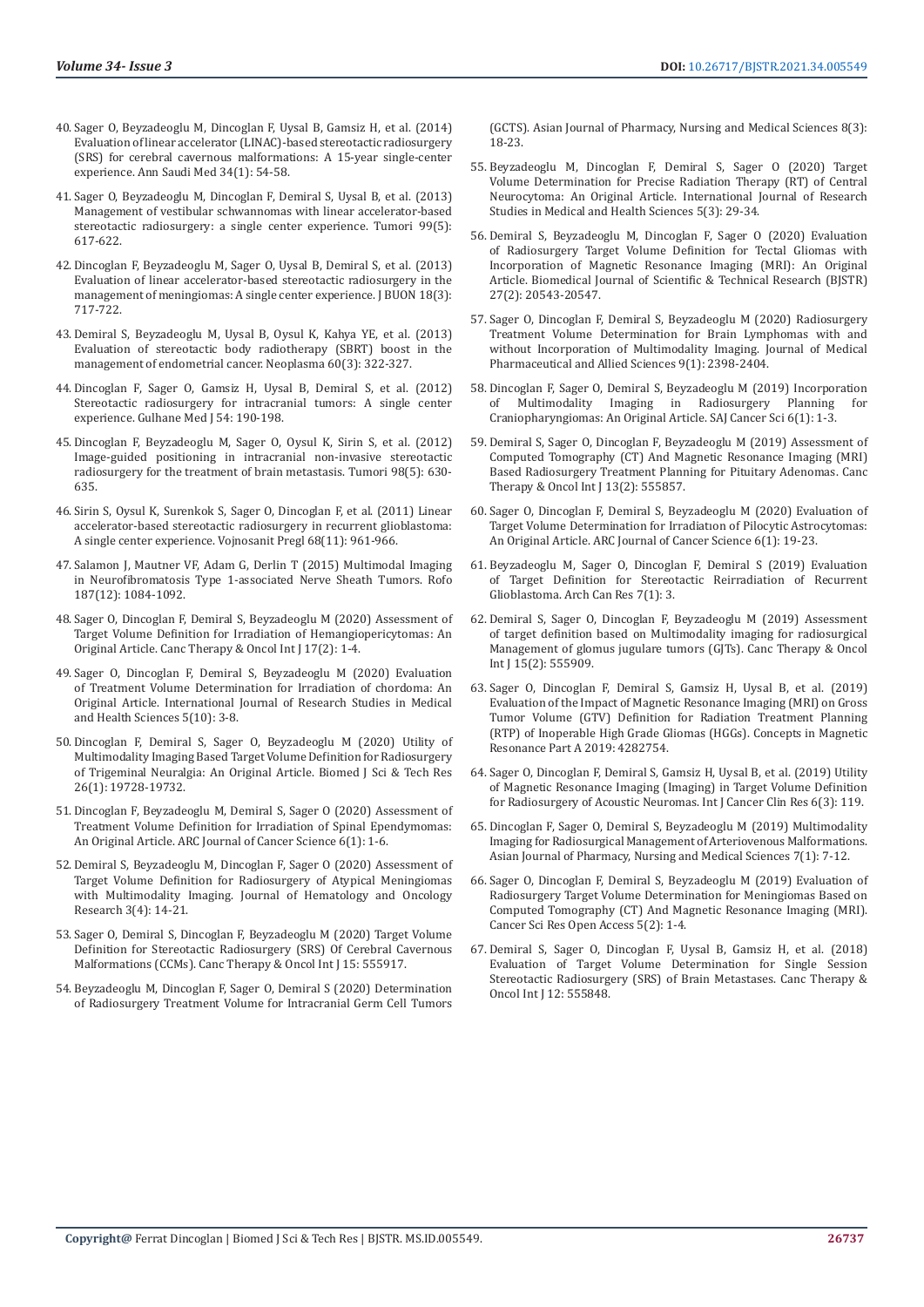40. Sager O, Beyzadeoglu M, Dincoglan F, Uysal B, Gamsiz H, et al. (2014) Evaluation of linear accelerator (LINAC)-based stereotactic radiosurgery (SRS) for cerebral cavernous malformations: A 15-year single-center experience. Ann Saudi Med 34(1): 54-58.

41. Sager O, Beyzadeoglu M, Dincoglan F, Demiral S, Uysal B, et al. (2013) Management of vestibular schwannomas with linear accelerator-based stereotactic radiosurgery: a single center experience. Tumori 99(5): 617-622.

42. Dincoglan F, Beyzadeoglu M, Sager O, Uysal B, Demiral S, et al. (2013) Evaluation of linear accelerator-based stereotactic radiosurgery in the management of meningiomas: A single center experience. J BUON 18(3): 717-722.

43. Demiral S, Beyzadeoglu M, Uysal B, Oysul K, Kahya YE, et al. (2013) Evaluation of stereotactic body radiotherapy (SBRT) boost in the management of endometrial cancer. Neoplasma 60(3): 322-327.

44. Dincoglan F, Sager O, Gamsiz H, Uysal B, Demiral S, et al. (2012) Stereotactic radiosurgery for intracranial tumors: A single center experience. Gulhane Med J 54: 190-198.

45. Dincoglan F, Beyzadeoglu M, Sager O, Oysul K, Sirin S, et al. (2012) Image-guided positioning in intracranial non-invasive stereotactic radiosurgery for the treatment of brain metastasis. Tumori 98(5): 630-635.

46. Sirin S, Oysul K, Surenkok S, Sager O, Dincoglan F, et al. (2011) Linear accelerator-based stereotactic radiosurgery in recurrent glioblastoma: A single center experience. Vojnosanit Pregl 68(11): 961-966.

47. Salamon J, Mautner VF, Adam G, Derlin T (2015) Multimodal Imaging in Neurofibromatosis Type 1-associated Nerve Sheath Tumors. Rofo 187(12): 1084-1092.

48. Sager O, Dincoglan F, Demiral S, Beyzadeoglu M (2020) Assessment of Target Volume Definition for Irradiation of Hemangiopericytomas: An Original Article. Canc Therapy & Oncol Int J 17(2): 1-4.

49. Sager O, Dincoglan F, Demiral S, Beyzadeoglu M (2020) Evaluation of Treatment Volume Determination for Irradiation of chordoma: An Original Article. International Journal of Research Studies in Medical and Health Sciences 5(10): 3-8.

50. Dincoglan F, Demiral S, Sager O, Beyzadeoglu M (2020) Utility of Multimodality Imaging Based Target Volume Definition for Radiosurgery of Trigeminal Neuralgia: An Original Article. Biomed J Sci & Tech Res 26(1): 19728-19732.

51. Dincoglan F, Beyzadeoglu M, Demiral S, Sager O (2020) Assessment of Treatment Volume Definition for Irradiation of Spinal Ependymomas: An Original Article. ARC Journal of Cancer Science 6(1): 1-6.

52. Demiral S, Beyzadeoglu M, Dincoglan F, Sager O (2020) Assessment of Target Volume Definition for Radiosurgery of Atypical Meningiomas with Multimodality Imaging. Journal of Hematology and Oncology Research 3(4): 14-21.

53. Sager O, Demiral S, Dincoglan F, Beyzadeoglu M (2020) Target Volume Definition for Stereotactic Radiosurgery (SRS) Of Cerebral Cavernous Malformations (CCMs). Canc Therapy & Oncol Int J 15: 555917.

54. Beyzadeoglu M, Dincoglan F, Sager O, Demiral S (2020) Determination of Radiosurgery Treatment Volume for Intracranial Germ Cell Tumors (GCTS). Asian Journal of Pharmacy, Nursing and Medical Sciences 8(3): 18-23.

55. Beyzadeoglu M, Dincoglan F, Demiral S, Sager O (2020) Target Volume Determination for Precise Radiation Therapy (RT) of Central Neurocytoma: An Original Article. International Journal of Research Studies in Medical and Health Sciences 5(3): 29-34.

56. Demiral S, Beyzadeoglu M, Dincoglan F, Sager O (2020) Evaluation of Radiosurgery Target Volume Definition for Tectal Gliomas with Incorporation of Magnetic Resonance Imaging (MRI): An Original Article. Biomedical Journal of Scientific & Technical Research (BJSTR) 27(2): 20543-20547.

57. Sager O, Dincoglan F, Demiral S, Beyzadeoglu M (2020) Radiosurgery Treatment Volume Determination for Brain Lymphomas with and without Incorporation of Multimodality Imaging. Journal of Medical Pharmaceutical and Allied Sciences 9(1): 2398-2404.

58. Dincoglan F, Sager O, Demiral S, Beyzadeoglu M (2019) Incorporation of Multimodality Imaging in Radiosurgery Planning for Craniopharyngiomas: An Original Article. SAJ Cancer Sci 6(1): 1-3.

59. Demiral S, Sager O, Dincoglan F, Beyzadeoglu M (2019) Assessment of Computed Tomography (CT) And Magnetic Resonance Imaging (MRI) Based Radiosurgery Treatment Planning for Pituitary Adenomas. Canc Therapy & Oncol Int J 13(2): 555857.

60. Sager O, Dincoglan F, Demiral S, Beyzadeoglu M (2020) Evaluation of Target Volume Determination for Irradiation of Pilocytic Astrocytomas: An Original Article. ARC Journal of Cancer Science 6(1): 19-23.

61. Beyzadeoglu M, Sager O, Dincoglan F, Demiral S (2019) Evaluation of Target Definition for Stereotactic Reirradiation of Recurrent Glioblastoma. Arch Can Res 7(1): 3.

62. Demiral S, Sager O, Dincoglan F, Beyzadeoglu M (2019) Assessment of target definition based on Multimodality imaging for radiosurgical Management of glomus jugulare tumors (GJTs). Canc Therapy & Oncol Int J 15(2): 555909.

63. Sager O, Dincoglan F, Demiral S, Gamsiz H, Uysal B, et al. (2019) Evaluation of the Impact of Magnetic Resonance Imaging (MRI) on Gross Tumor Volume (GTV) Definition for Radiation Treatment Planning (RTP) of Inoperable High Grade Gliomas (HGGs). Concepts in Magnetic Resonance Part A 2019: 4282754.

64. Sager O, Dincoglan F, Demiral S, Gamsiz H, Uysal B, et al. (2019) Utility of Magnetic Resonance Imaging (Imaging) in Target Volume Definition for Radiosurgery of Acoustic Neuromas. Int J Cancer Clin Res 6(3): 119.

65. Dincoglan F, Sager O, Demiral S, Beyzadeoglu M (2019) Multimodality Imaging for Radiosurgical Management of Arteriovenous Malformations. Asian Journal of Pharmacy, Nursing and Medical Sciences 7(1): 7-12.

66. Sager O, Dincoglan F, Demiral S, Beyzadeoglu M (2019) Evaluation of Radiosurgery Target Volume Determination for Meningiomas Based on Computed Tomography (CT) And Magnetic Resonance Imaging (MRI). Cancer Sci Res Open Access 5(2): 1-4.

67. Demiral S, Sager O, Dincoglan F, Uysal B, Gamsiz H, et al. (2018) Evaluation of Target Volume Determination for Single Session Stereotactic Radiosurgery (SRS) of Brain Metastases. Canc Therapy & Oncol Int J 12: 555848.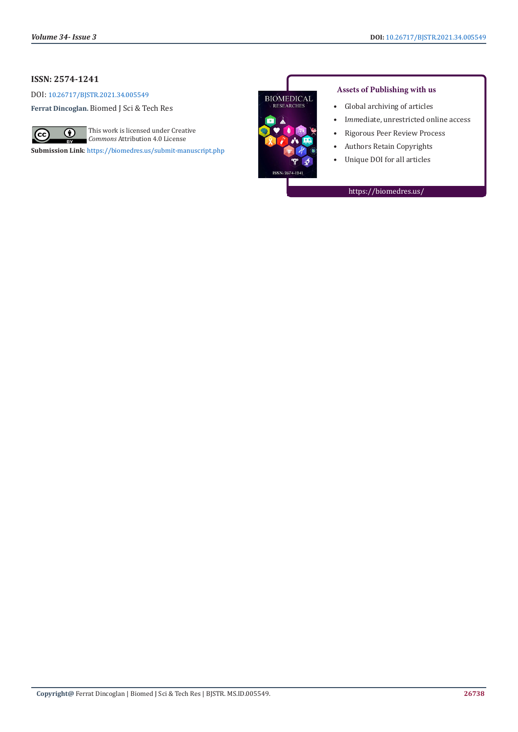**ISSN: 2574-1241**

DOI: 10.26717/BJSTR.2021.34.005549

**Ferrat Dincoglan.** Biomed J Sci & Tech Res

This work is licensed under Creative *Commons* Attribution 4.0 License

**Submission Link**: https://biomedres.us/submit-manuscript.php

### Assets of Publishing with us

- Global archiving of articles
- Immediate, unrestricted online access
- Rigorous Peer Review Process
- Authors Retain Copyrights
- Unique DOI for all articles

https://biomedres.us/